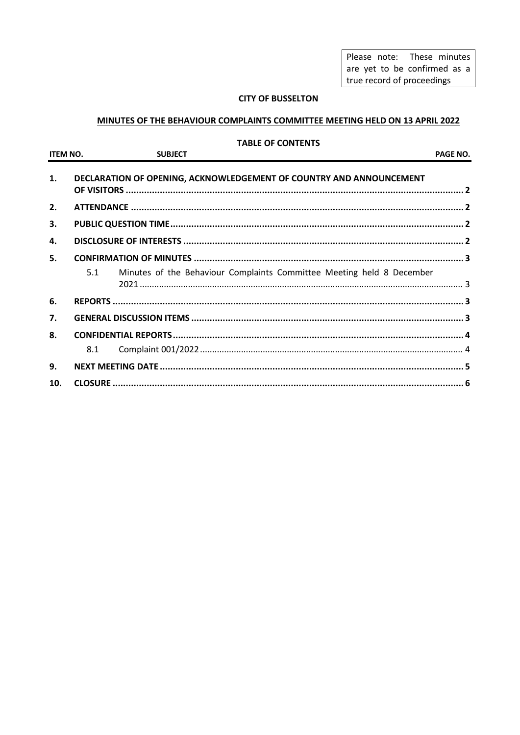Please note: These minutes are yet to be confirmed as a true record of proceedings

**CITY OF BUSSELTON**

**MINUTES OF THE BEHAVIOUR COMPLAINTS COMMITTEE MEETING HELD ON 13 APRIL 2022**

**TABLE OF CONTENTS**

| ITEM NO. | | SUBJECT | PAGE NO. |
|---|---|---|---|
| **1.** | | **DECLARATION OF OPENING, ACKNOWLEDGEMENT OF COUNTRY AND ANNOUNCEMENT OF VISITORS** | **2** |
| **2.** | | **ATTENDANCE** | **2** |
| **3.** | | **PUBLIC QUESTION TIME** | **2** |
| **4.** | | **DISCLOSURE OF INTERESTS** | **2** |
| **5.** | | **CONFIRMATION OF MINUTES** | **3** |
| | 5.1 | Minutes of the Behaviour Complaints Committee Meeting held 8 December 2021 | 3 |
| **6.** | | **REPORTS** | **3** |
| **7.** | | **GENERAL DISCUSSION ITEMS** | **3** |
| **8.** | | **CONFIDENTIAL REPORTS** | **4** |
| | 8.1 | Complaint 001/2022 | 4 |
| **9.** | | **NEXT MEETING DATE** | **5** |
| **10.** | | **CLOSURE** | **6** |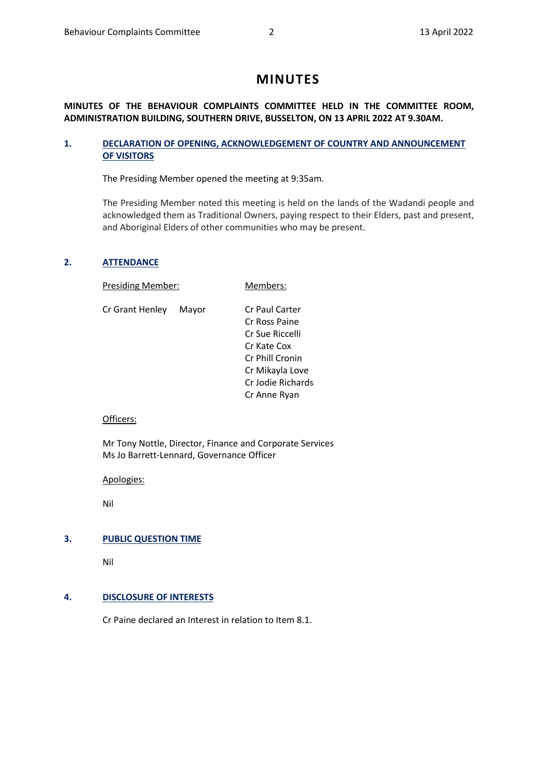# MINUTES

**MINUTES OF THE BEHAVIOUR COMPLAINTS COMMITTEE HELD IN THE COMMITTEE ROOM, ADMINISTRATION BUILDING, SOUTHERN DRIVE, BUSSELTON, ON 13 APRIL 2022 AT 9.30AM.**

## 1. DECLARATION OF OPENING, ACKNOWLEDGEMENT OF COUNTRY AND ANNOUNCEMENT OF VISITORS

The Presiding Member opened the meeting at 9:35am.

The Presiding Member noted this meeting is held on the lands of the Wadandi people and acknowledged them as Traditional Owners, paying respect to their Elders, past and present, and Aboriginal Elders of other communities who may be present.

## 2. ATTENDANCE

Presiding Member:

Cr Grant Henley Mayor

Members:

Cr Paul Carter
Cr Ross Paine
Cr Sue Riccelli
Cr Kate Cox
Cr Phill Cronin
Cr Mikayla Love
Cr Jodie Richards
Cr Anne Ryan

Officers:

Mr Tony Nottle, Director, Finance and Corporate Services
Ms Jo Barrett-Lennard, Governance Officer

Apologies:

Nil

## 3. PUBLIC QUESTION TIME

Nil

## 4. DISCLOSURE OF INTERESTS

Cr Paine declared an Interest in relation to Item 8.1.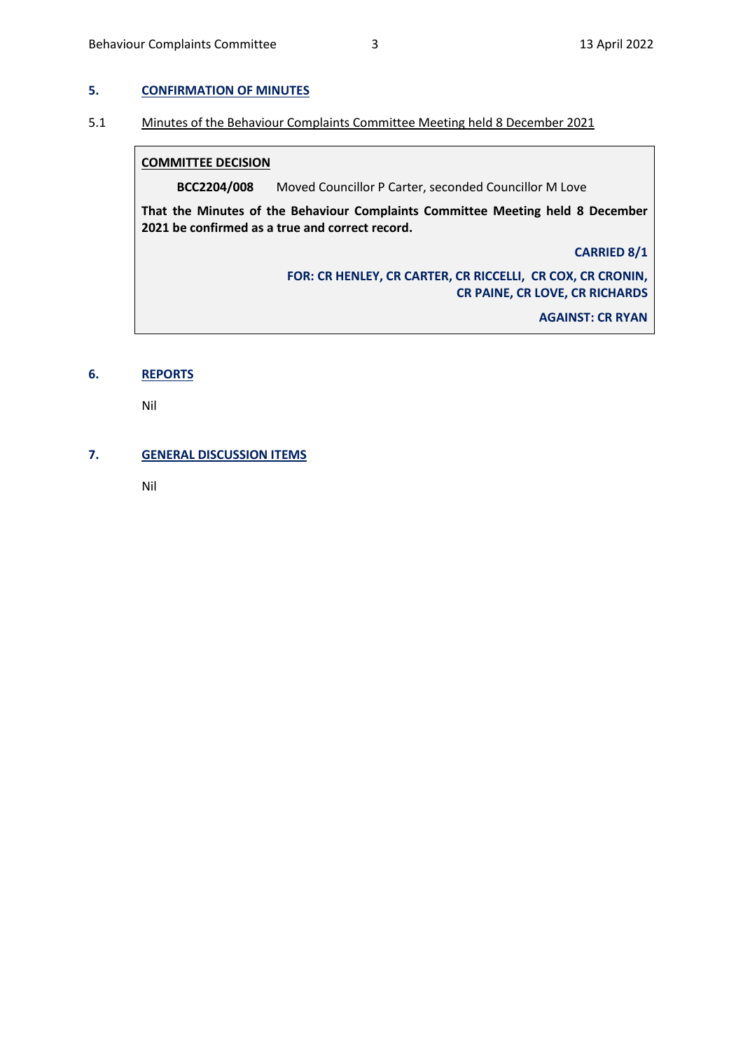## 5. CONFIRMATION OF MINUTES

### 5.1 Minutes of the Behaviour Complaints Committee Meeting held 8 December 2021

**COMMITTEE DECISION**

**BCC2204/008** Moved Councillor P Carter, seconded Councillor M Love

**That the Minutes of the Behaviour Complaints Committee Meeting held 8 December 2021 be confirmed as a true and correct record.**

**CARRIED 8/1**

**FOR: CR HENLEY, CR CARTER, CR RICCELLI, CR COX, CR CRONIN, CR PAINE, CR LOVE, CR RICHARDS**

**AGAINST: CR RYAN**

## 6. REPORTS

Nil

## 7. GENERAL DISCUSSION ITEMS

Nil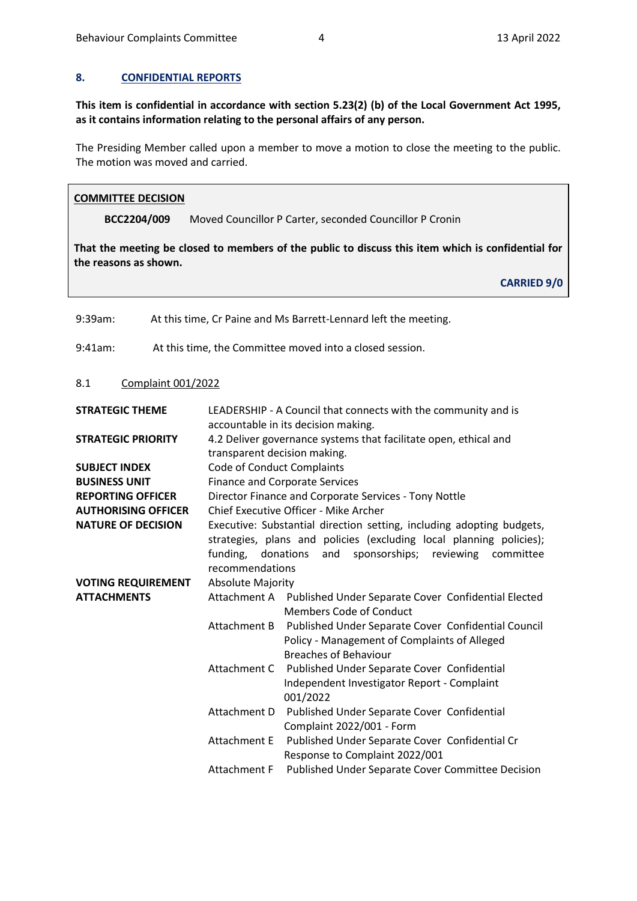## 8. CONFIDENTIAL REPORTS

**This item is confidential in accordance with section 5.23(2) (b) of the Local Government Act 1995, as it contains information relating to the personal affairs of any person.**

The Presiding Member called upon a member to move a motion to close the meeting to the public. The motion was moved and carried.

**COMMITTEE DECISION**

**BCC2204/009** Moved Councillor P Carter, seconded Councillor P Cronin

**That the meeting be closed to members of the public to discuss this item which is confidential for the reasons as shown.**

**CARRIED 9/0**

9:39am: At this time, Cr Paine and Ms Barrett-Lennard left the meeting.

9:41am: At this time, the Committee moved into a closed session.

### 8.1 Complaint 001/2022

| | |
|---|---|
| **STRATEGIC THEME** | LEADERSHIP - A Council that connects with the community and is accountable in its decision making. |
| **STRATEGIC PRIORITY** | 4.2 Deliver governance systems that facilitate open, ethical and transparent decision making. |
| **SUBJECT INDEX** | Code of Conduct Complaints |
| **BUSINESS UNIT** | Finance and Corporate Services |
| **REPORTING OFFICER** | Director Finance and Corporate Services - Tony Nottle |
| **AUTHORISING OFFICER** | Chief Executive Officer - Mike Archer |
| **NATURE OF DECISION** | Executive: Substantial direction setting, including adopting budgets, strategies, plans and policies (excluding local planning policies); funding, donations and sponsorships; reviewing committee recommendations |
| **VOTING REQUIREMENT** | Absolute Majority |
| **ATTACHMENTS** | Attachment A Published Under Separate Cover Confidential Elected Members Code of Conduct |
| | Attachment B Published Under Separate Cover Confidential Council Policy - Management of Complaints of Alleged Breaches of Behaviour |
| | Attachment C Published Under Separate Cover Confidential Independent Investigator Report - Complaint 001/2022 |
| | Attachment D Published Under Separate Cover Confidential Complaint 2022/001 - Form |
| | Attachment E Published Under Separate Cover Confidential Cr Response to Complaint 2022/001 |
| | Attachment F Published Under Separate Cover Committee Decision |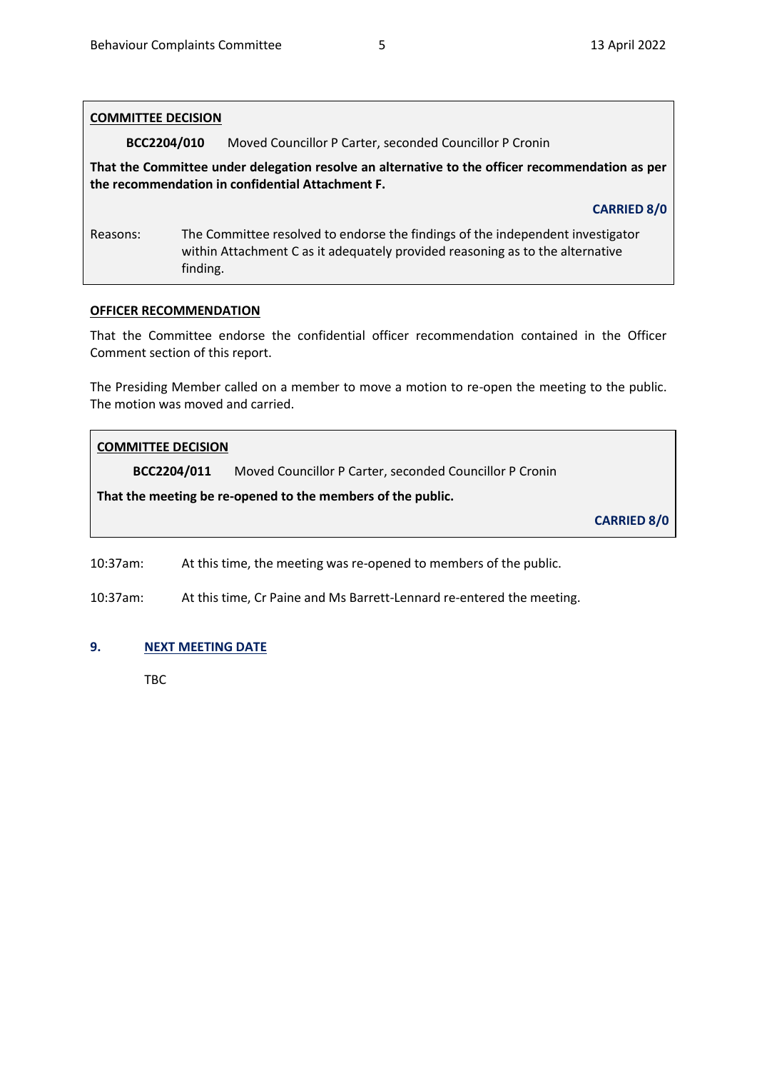**COMMITTEE DECISION**

**BCC2204/010** Moved Councillor P Carter, seconded Councillor P Cronin

**That the Committee under delegation resolve an alternative to the officer recommendation as per the recommendation in confidential Attachment F.**

**CARRIED 8/0**

Reasons: The Committee resolved to endorse the findings of the independent investigator within Attachment C as it adequately provided reasoning as to the alternative finding.

**OFFICER RECOMMENDATION**

That the Committee endorse the confidential officer recommendation contained in the Officer Comment section of this report.

The Presiding Member called on a member to move a motion to re-open the meeting to the public. The motion was moved and carried.

**COMMITTEE DECISION**

**BCC2204/011** Moved Councillor P Carter, seconded Councillor P Cronin

**That the meeting be re-opened to the members of the public.**

**CARRIED 8/0**

10:37am: At this time, the meeting was re-opened to members of the public.

10:37am: At this time, Cr Paine and Ms Barrett-Lennard re-entered the meeting.

## 9. NEXT MEETING DATE

TBC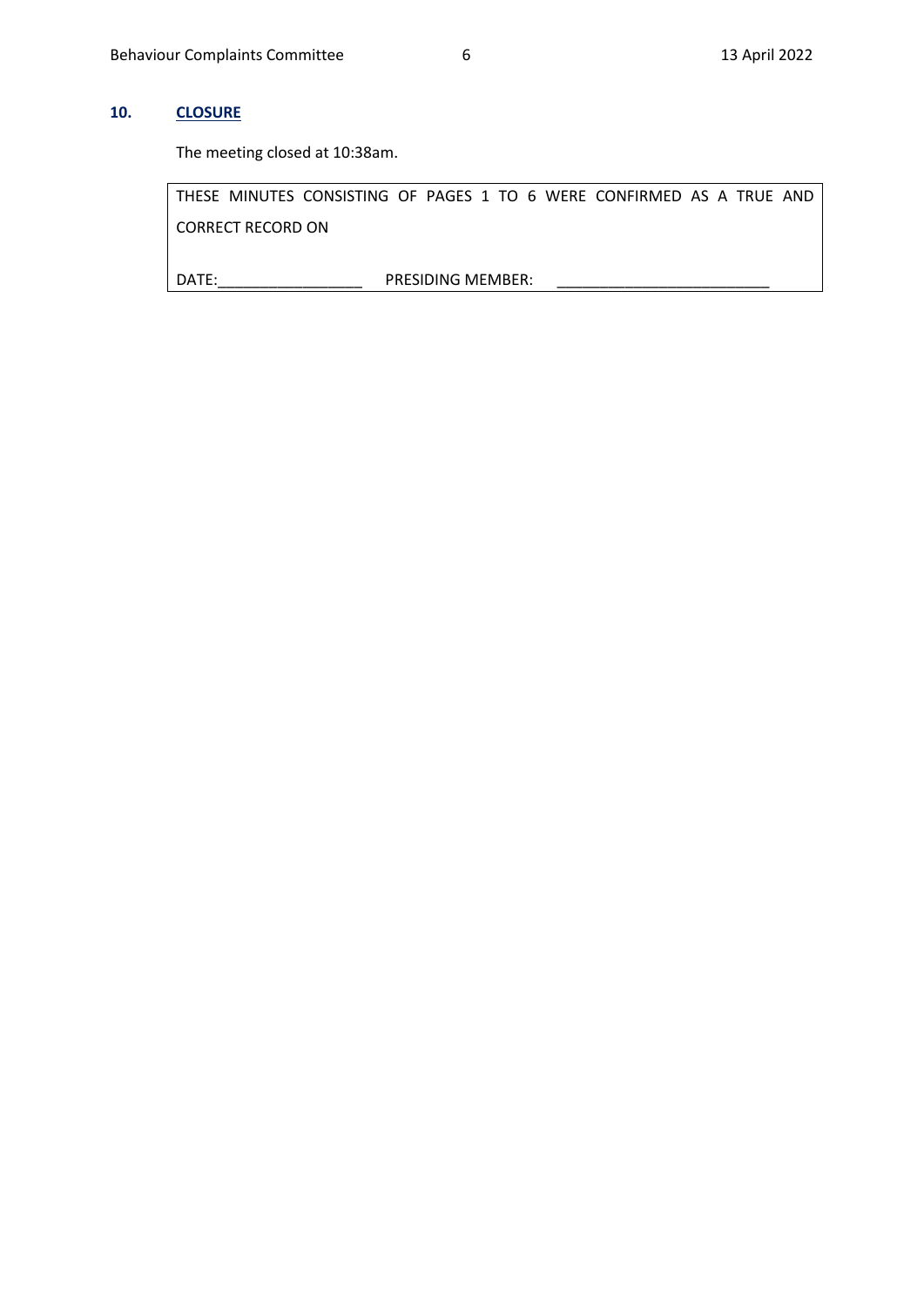## 10. CLOSURE

The meeting closed at 10:38am.

| |
|---|
| THESE MINUTES CONSISTING OF PAGES 1 TO 6 WERE CONFIRMED AS A TRUE AND CORRECT RECORD ON |
| DATE:_________________ PRESIDING MEMBER: _________________________ |